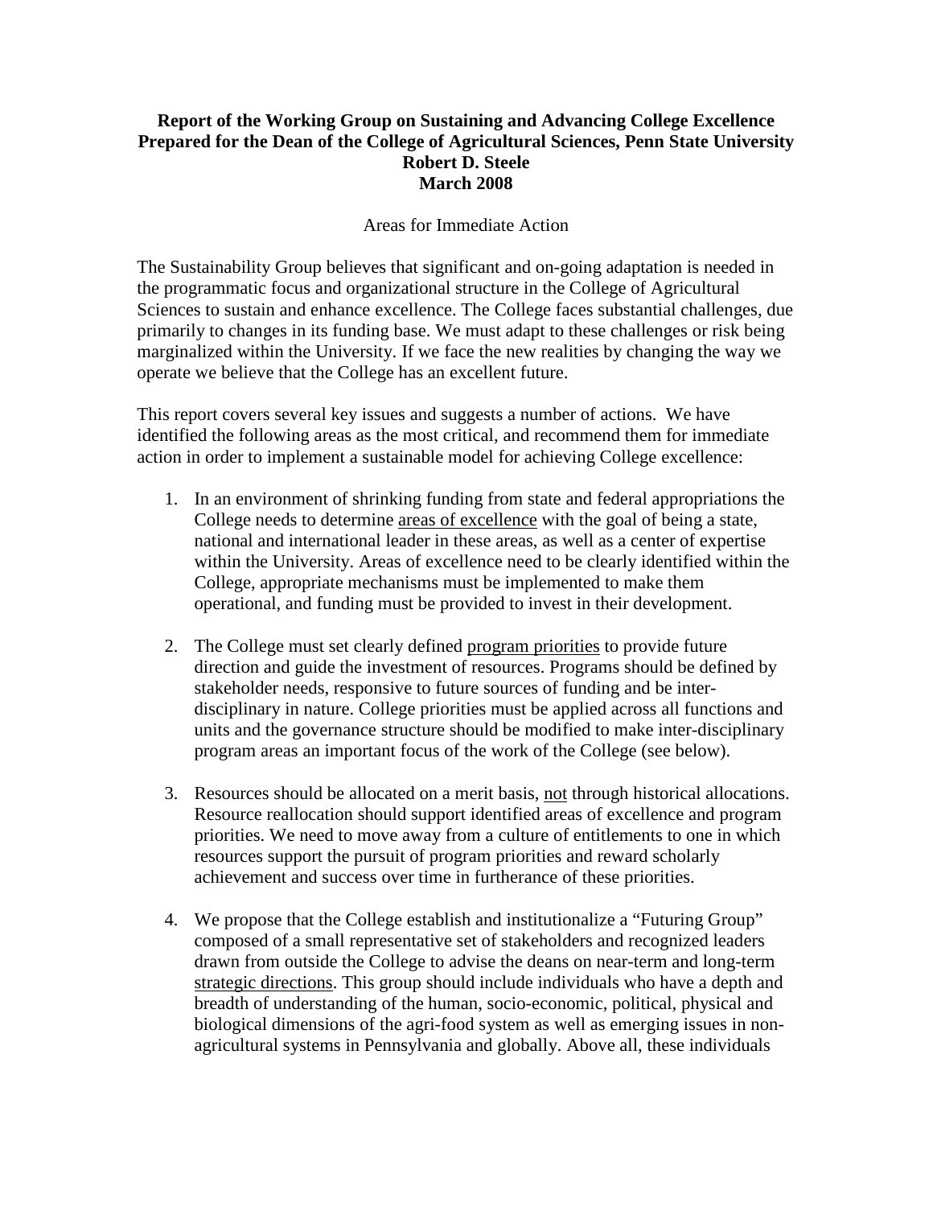**Report of the Working Group on Sustaining and Advancing College Excellence**
**Prepared for the Dean of the College of Agricultural Sciences, Penn State University**
**Robert D. Steele**
**March 2008**

## Areas for Immediate Action

The Sustainability Group believes that significant and on-going adaptation is needed in the programmatic focus and organizational structure in the College of Agricultural Sciences to sustain and enhance excellence. The College faces substantial challenges, due primarily to changes in its funding base. We must adapt to these challenges or risk being marginalized within the University. If we face the new realities by changing the way we operate we believe that the College has an excellent future.

This report covers several key issues and suggests a number of actions. We have identified the following areas as the most critical, and recommend them for immediate action in order to implement a sustainable model for achieving College excellence:

1. In an environment of shrinking funding from state and federal appropriations the College needs to determine <u>areas of excellence</u> with the goal of being a state, national and international leader in these areas, as well as a center of expertise within the University. Areas of excellence need to be clearly identified within the College, appropriate mechanisms must be implemented to make them operational, and funding must be provided to invest in their development.

2. The College must set clearly defined <u>program priorities</u> to provide future direction and guide the investment of resources. Programs should be defined by stakeholder needs, responsive to future sources of funding and be inter-disciplinary in nature. College priorities must be applied across all functions and units and the governance structure should be modified to make inter-disciplinary program areas an important focus of the work of the College (see below).

3. Resources should be allocated on a merit basis, <u>not</u> through historical allocations. Resource reallocation should support identified areas of excellence and program priorities. We need to move away from a culture of entitlements to one in which resources support the pursuit of program priorities and reward scholarly achievement and success over time in furtherance of these priorities.

4. We propose that the College establish and institutionalize a "Futuring Group" composed of a small representative set of stakeholders and recognized leaders drawn from outside the College to advise the deans on near-term and long-term <u>strategic directions</u>. This group should include individuals who have a depth and breadth of understanding of the human, socio-economic, political, physical and biological dimensions of the agri-food system as well as emerging issues in non-agricultural systems in Pennsylvania and globally. Above all, these individuals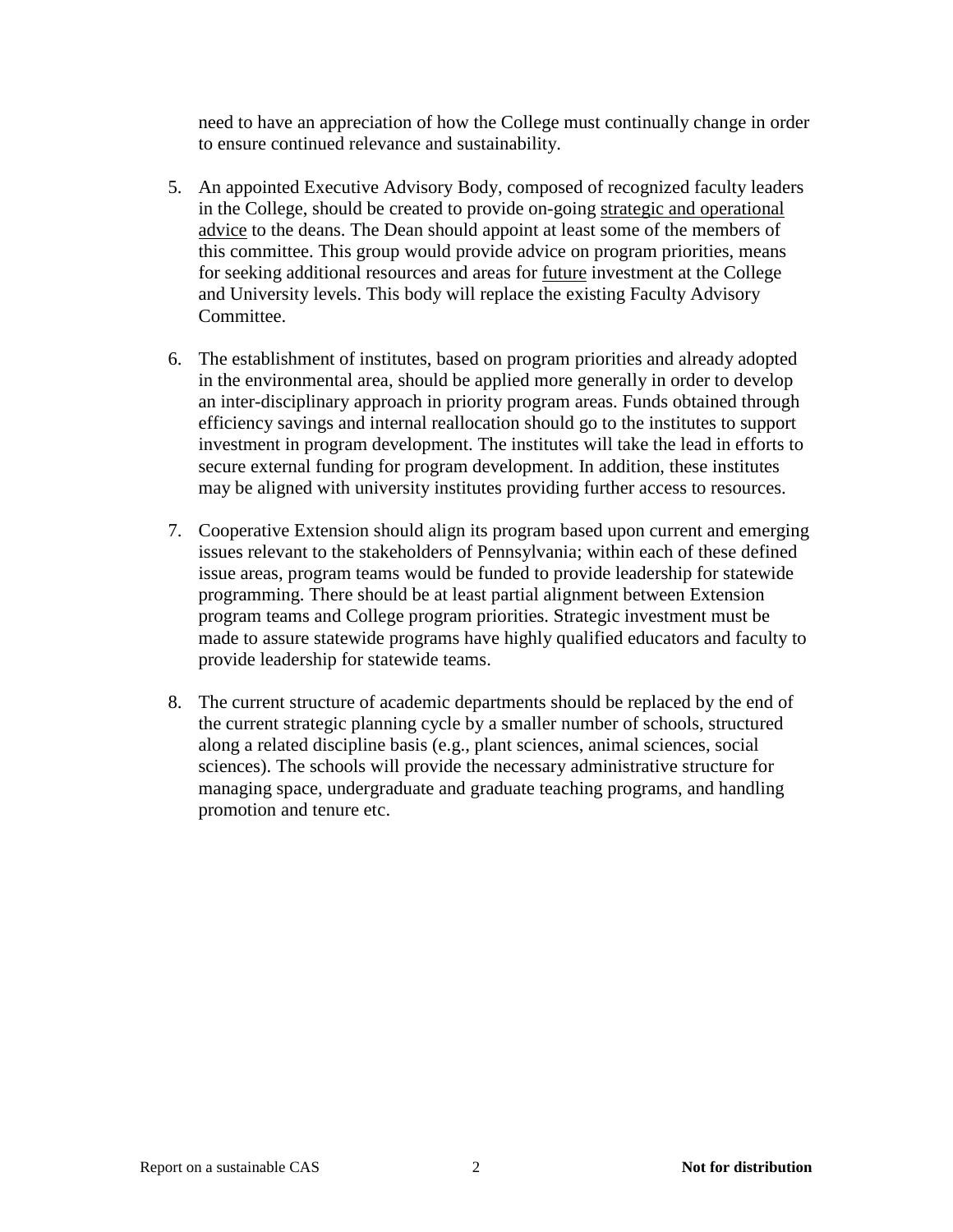need to have an appreciation of how the College must continually change in order to ensure continued relevance and sustainability.

5. An appointed Executive Advisory Body, composed of recognized faculty leaders in the College, should be created to provide on-going <u>strategic and operational advice</u> to the deans. The Dean should appoint at least some of the members of this committee. This group would provide advice on program priorities, means for seeking additional resources and areas for <u>future</u> investment at the College and University levels. This body will replace the existing Faculty Advisory Committee.

6. The establishment of institutes, based on program priorities and already adopted in the environmental area, should be applied more generally in order to develop an inter-disciplinary approach in priority program areas. Funds obtained through efficiency savings and internal reallocation should go to the institutes to support investment in program development. The institutes will take the lead in efforts to secure external funding for program development. In addition, these institutes may be aligned with university institutes providing further access to resources.

7. Cooperative Extension should align its program based upon current and emerging issues relevant to the stakeholders of Pennsylvania; within each of these defined issue areas, program teams would be funded to provide leadership for statewide programming. There should be at least partial alignment between Extension program teams and College program priorities. Strategic investment must be made to assure statewide programs have highly qualified educators and faculty to provide leadership for statewide teams.

8. The current structure of academic departments should be replaced by the end of the current strategic planning cycle by a smaller number of schools, structured along a related discipline basis (e.g., plant sciences, animal sciences, social sciences). The schools will provide the necessary administrative structure for managing space, undergraduate and graduate teaching programs, and handling promotion and tenure etc.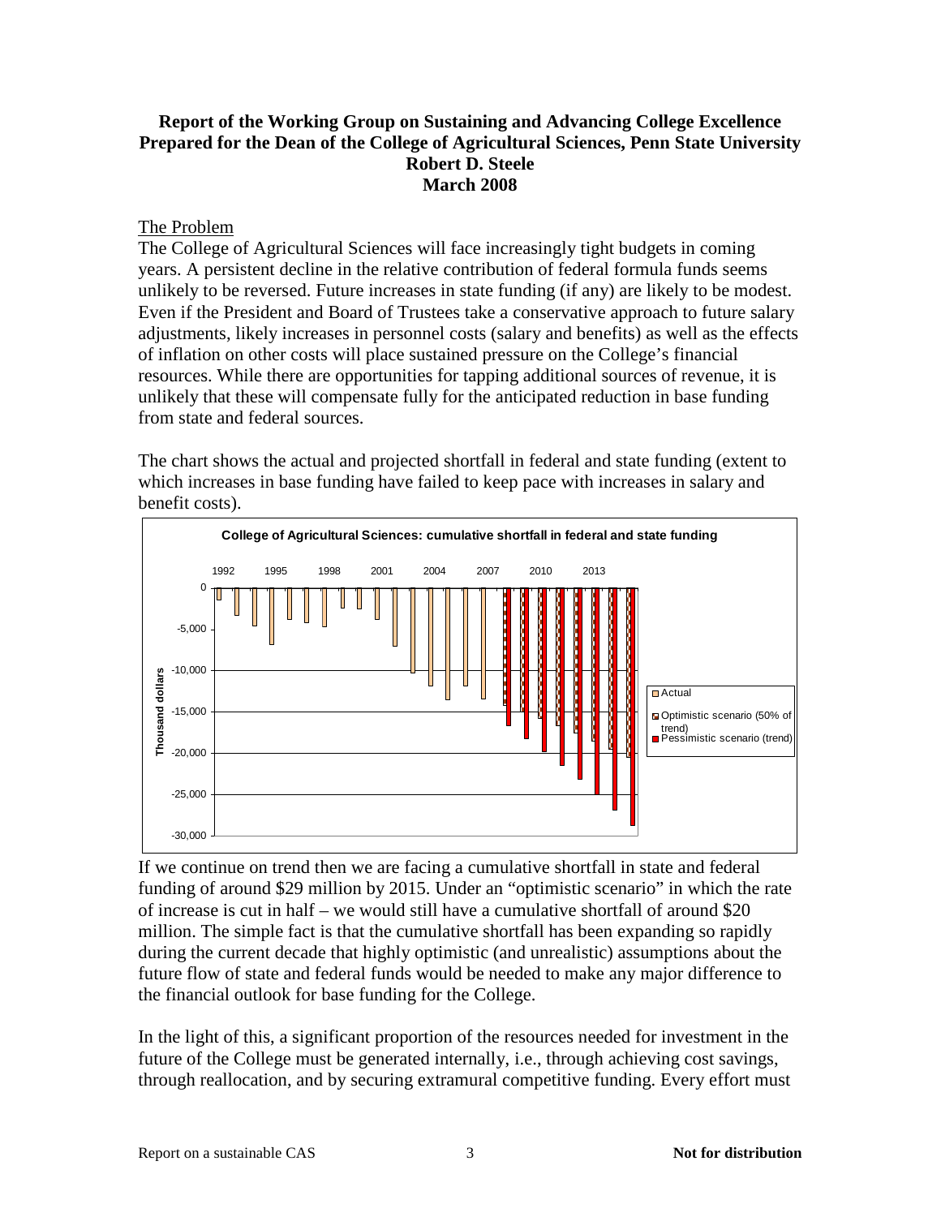**Report of the Working Group on Sustaining and Advancing College Excellence**
**Prepared for the Dean of the College of Agricultural Sciences, Penn State University**
**Robert D. Steele**
**March 2008**

## The Problem

The College of Agricultural Sciences will face increasingly tight budgets in coming years. A persistent decline in the relative contribution of federal formula funds seems unlikely to be reversed. Future increases in state funding (if any) are likely to be modest. Even if the President and Board of Trustees take a conservative approach to future salary adjustments, likely increases in personnel costs (salary and benefits) as well as the effects of inflation on other costs will place sustained pressure on the College's financial resources. While there are opportunities for tapping additional sources of revenue, it is unlikely that these will compensate fully for the anticipated reduction in base funding from state and federal sources.

The chart shows the actual and projected shortfall in federal and state funding (extent to which increases in base funding have failed to keep pace with increases in salary and benefit costs).

**College of Agricultural Sciences: cumulative shortfall in federal and state funding**

If we continue on trend then we are facing a cumulative shortfall in state and federal funding of around $29 million by 2015. Under an "optimistic scenario" in which the rate of increase is cut in half – we would still have a cumulative shortfall of around $20 million. The simple fact is that the cumulative shortfall has been expanding so rapidly during the current decade that highly optimistic (and unrealistic) assumptions about the future flow of state and federal funds would be needed to make any major difference to the financial outlook for base funding for the College.

In the light of this, a significant proportion of the resources needed for investment in the future of the College must be generated internally, i.e., through achieving cost savings, through reallocation, and by securing extramural competitive funding. Every effort must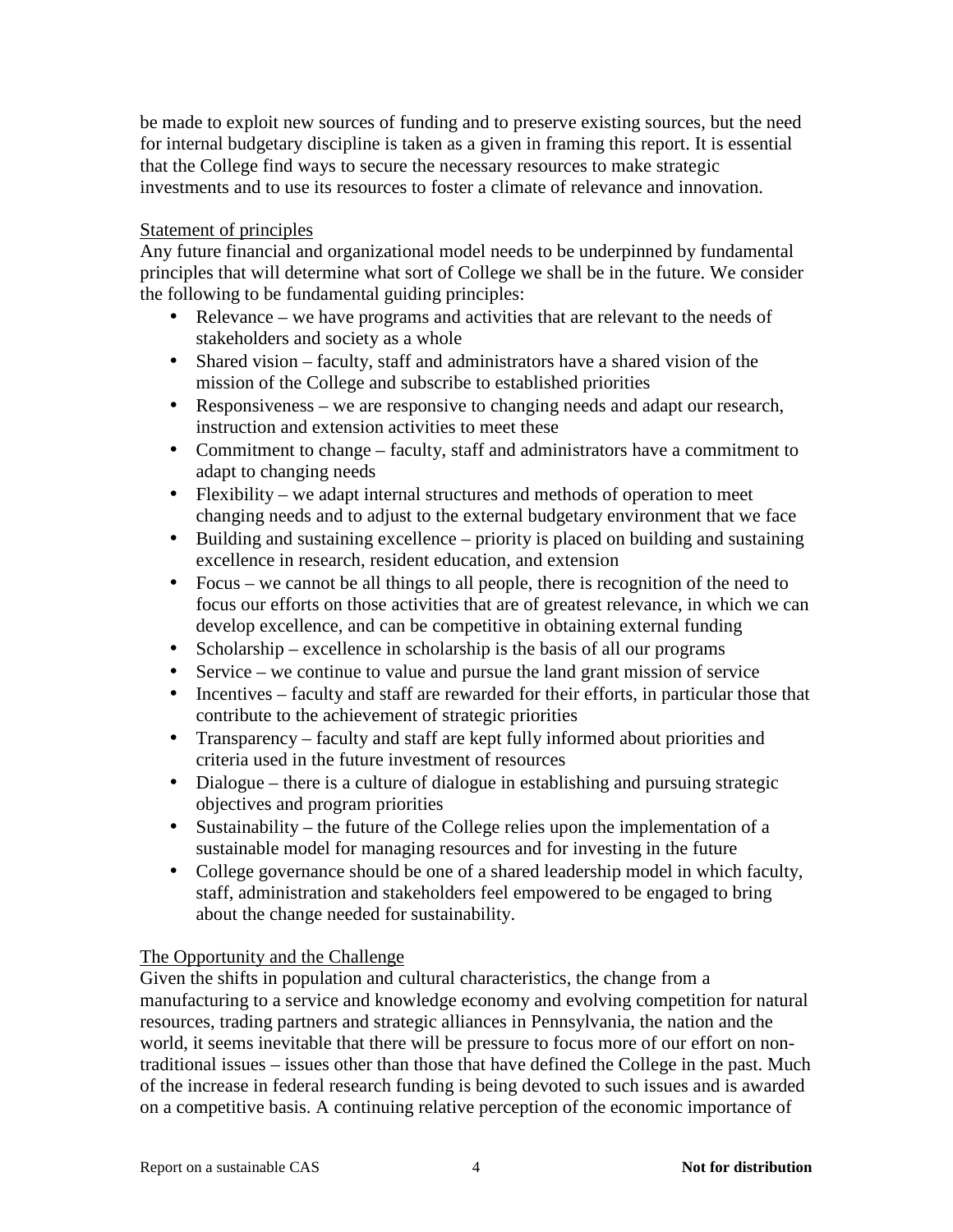be made to exploit new sources of funding and to preserve existing sources, but the need for internal budgetary discipline is taken as a given in framing this report. It is essential that the College find ways to secure the necessary resources to make strategic investments and to use its resources to foster a climate of relevance and innovation.

Statement of principles

Any future financial and organizational model needs to be underpinned by fundamental principles that will determine what sort of College we shall be in the future. We consider the following to be fundamental guiding principles:

- Relevance – we have programs and activities that are relevant to the needs of stakeholders and society as a whole
- Shared vision – faculty, staff and administrators have a shared vision of the mission of the College and subscribe to established priorities
- Responsiveness – we are responsive to changing needs and adapt our research, instruction and extension activities to meet these
- Commitment to change – faculty, staff and administrators have a commitment to adapt to changing needs
- Flexibility – we adapt internal structures and methods of operation to meet changing needs and to adjust to the external budgetary environment that we face
- Building and sustaining excellence – priority is placed on building and sustaining excellence in research, resident education, and extension
- Focus – we cannot be all things to all people, there is recognition of the need to focus our efforts on those activities that are of greatest relevance, in which we can develop excellence, and can be competitive in obtaining external funding
- Scholarship – excellence in scholarship is the basis of all our programs
- Service – we continue to value and pursue the land grant mission of service
- Incentives – faculty and staff are rewarded for their efforts, in particular those that contribute to the achievement of strategic priorities
- Transparency – faculty and staff are kept fully informed about priorities and criteria used in the future investment of resources
- Dialogue – there is a culture of dialogue in establishing and pursuing strategic objectives and program priorities
- Sustainability – the future of the College relies upon the implementation of a sustainable model for managing resources and for investing in the future
- College governance should be one of a shared leadership model in which faculty, staff, administration and stakeholders feel empowered to be engaged to bring about the change needed for sustainability.

The Opportunity and the Challenge

Given the shifts in population and cultural characteristics, the change from a manufacturing to a service and knowledge economy and evolving competition for natural resources, trading partners and strategic alliances in Pennsylvania, the nation and the world, it seems inevitable that there will be pressure to focus more of our effort on non-traditional issues – issues other than those that have defined the College in the past. Much of the increase in federal research funding is being devoted to such issues and is awarded on a competitive basis. A continuing relative perception of the economic importance of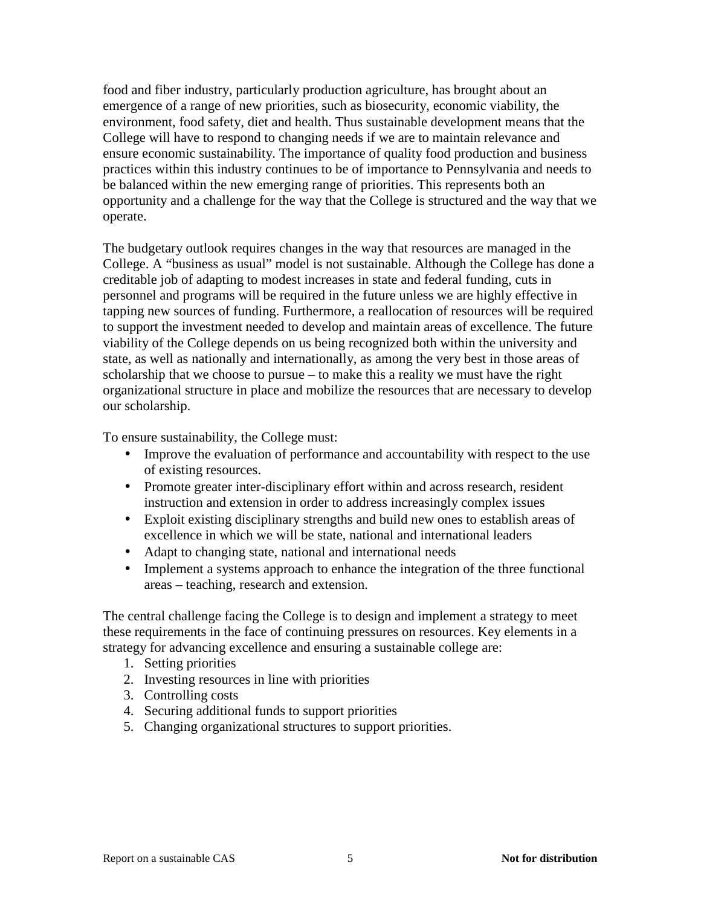food and fiber industry, particularly production agriculture, has brought about an emergence of a range of new priorities, such as biosecurity, economic viability, the environment, food safety, diet and health. Thus sustainable development means that the College will have to respond to changing needs if we are to maintain relevance and ensure economic sustainability. The importance of quality food production and business practices within this industry continues to be of importance to Pennsylvania and needs to be balanced within the new emerging range of priorities. This represents both an opportunity and a challenge for the way that the College is structured and the way that we operate.

The budgetary outlook requires changes in the way that resources are managed in the College. A "business as usual" model is not sustainable. Although the College has done a creditable job of adapting to modest increases in state and federal funding, cuts in personnel and programs will be required in the future unless we are highly effective in tapping new sources of funding. Furthermore, a reallocation of resources will be required to support the investment needed to develop and maintain areas of excellence. The future viability of the College depends on us being recognized both within the university and state, as well as nationally and internationally, as among the very best in those areas of scholarship that we choose to pursue – to make this a reality we must have the right organizational structure in place and mobilize the resources that are necessary to develop our scholarship.

To ensure sustainability, the College must:

- Improve the evaluation of performance and accountability with respect to the use of existing resources.
- Promote greater inter-disciplinary effort within and across research, resident instruction and extension in order to address increasingly complex issues
- Exploit existing disciplinary strengths and build new ones to establish areas of excellence in which we will be state, national and international leaders
- Adapt to changing state, national and international needs
- Implement a systems approach to enhance the integration of the three functional areas – teaching, research and extension.

The central challenge facing the College is to design and implement a strategy to meet these requirements in the face of continuing pressures on resources. Key elements in a strategy for advancing excellence and ensuring a sustainable college are:

1. Setting priorities
2. Investing resources in line with priorities
3. Controlling costs
4. Securing additional funds to support priorities
5. Changing organizational structures to support priorities.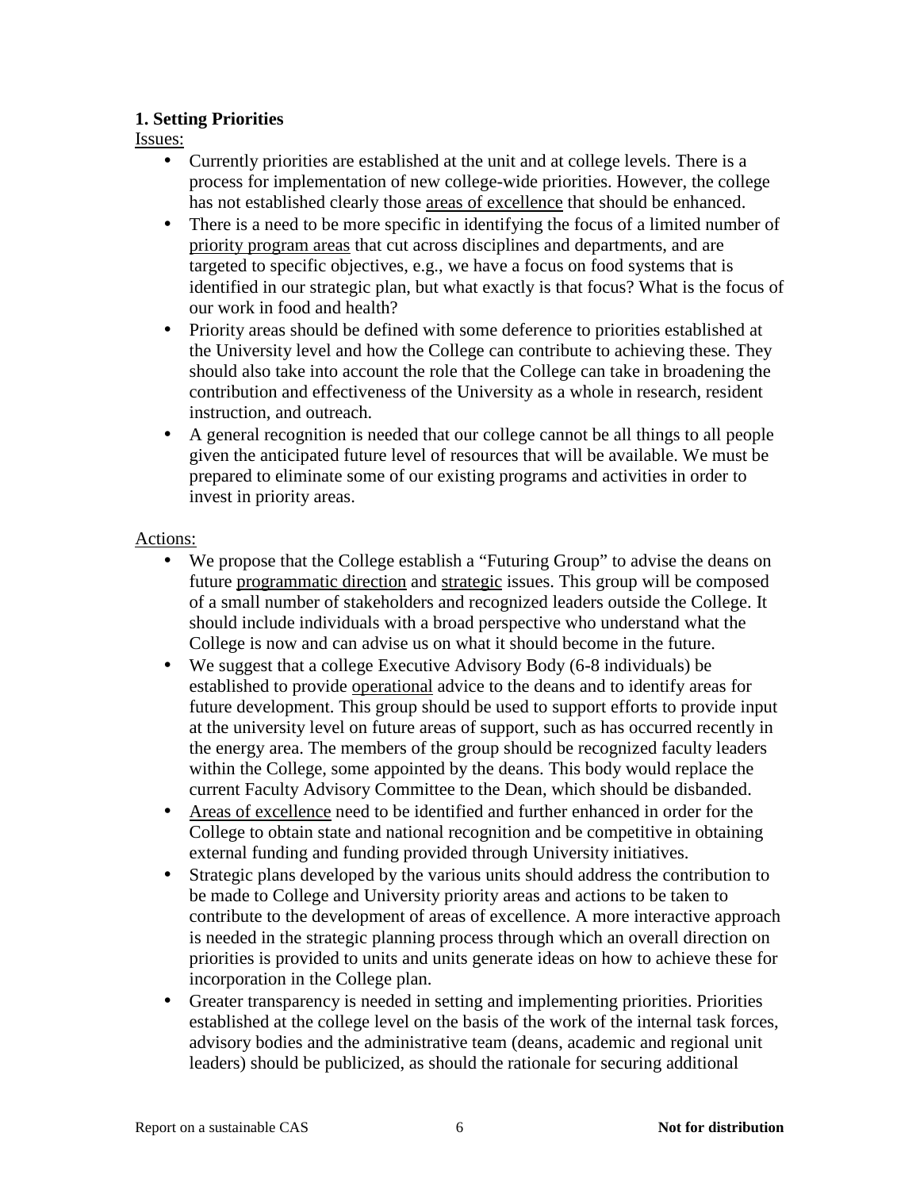**1. Setting Priorities**

Issues:

- Currently priorities are established at the unit and at college levels. There is a process for implementation of new college-wide priorities. However, the college has not established clearly those areas of excellence that should be enhanced.
- There is a need to be more specific in identifying the focus of a limited number of priority program areas that cut across disciplines and departments, and are targeted to specific objectives, e.g., we have a focus on food systems that is identified in our strategic plan, but what exactly is that focus? What is the focus of our work in food and health?
- Priority areas should be defined with some deference to priorities established at the University level and how the College can contribute to achieving these. They should also take into account the role that the College can take in broadening the contribution and effectiveness of the University as a whole in research, resident instruction, and outreach.
- A general recognition is needed that our college cannot be all things to all people given the anticipated future level of resources that will be available. We must be prepared to eliminate some of our existing programs and activities in order to invest in priority areas.

Actions:

- We propose that the College establish a "Futuring Group" to advise the deans on future programmatic direction and strategic issues. This group will be composed of a small number of stakeholders and recognized leaders outside the College. It should include individuals with a broad perspective who understand what the College is now and can advise us on what it should become in the future.
- We suggest that a college Executive Advisory Body (6-8 individuals) be established to provide operational advice to the deans and to identify areas for future development. This group should be used to support efforts to provide input at the university level on future areas of support, such as has occurred recently in the energy area. The members of the group should be recognized faculty leaders within the College, some appointed by the deans. This body would replace the current Faculty Advisory Committee to the Dean, which should be disbanded.
- Areas of excellence need to be identified and further enhanced in order for the College to obtain state and national recognition and be competitive in obtaining external funding and funding provided through University initiatives.
- Strategic plans developed by the various units should address the contribution to be made to College and University priority areas and actions to be taken to contribute to the development of areas of excellence. A more interactive approach is needed in the strategic planning process through which an overall direction on priorities is provided to units and units generate ideas on how to achieve these for incorporation in the College plan.
- Greater transparency is needed in setting and implementing priorities. Priorities established at the college level on the basis of the work of the internal task forces, advisory bodies and the administrative team (deans, academic and regional unit leaders) should be publicized, as should the rationale for securing additional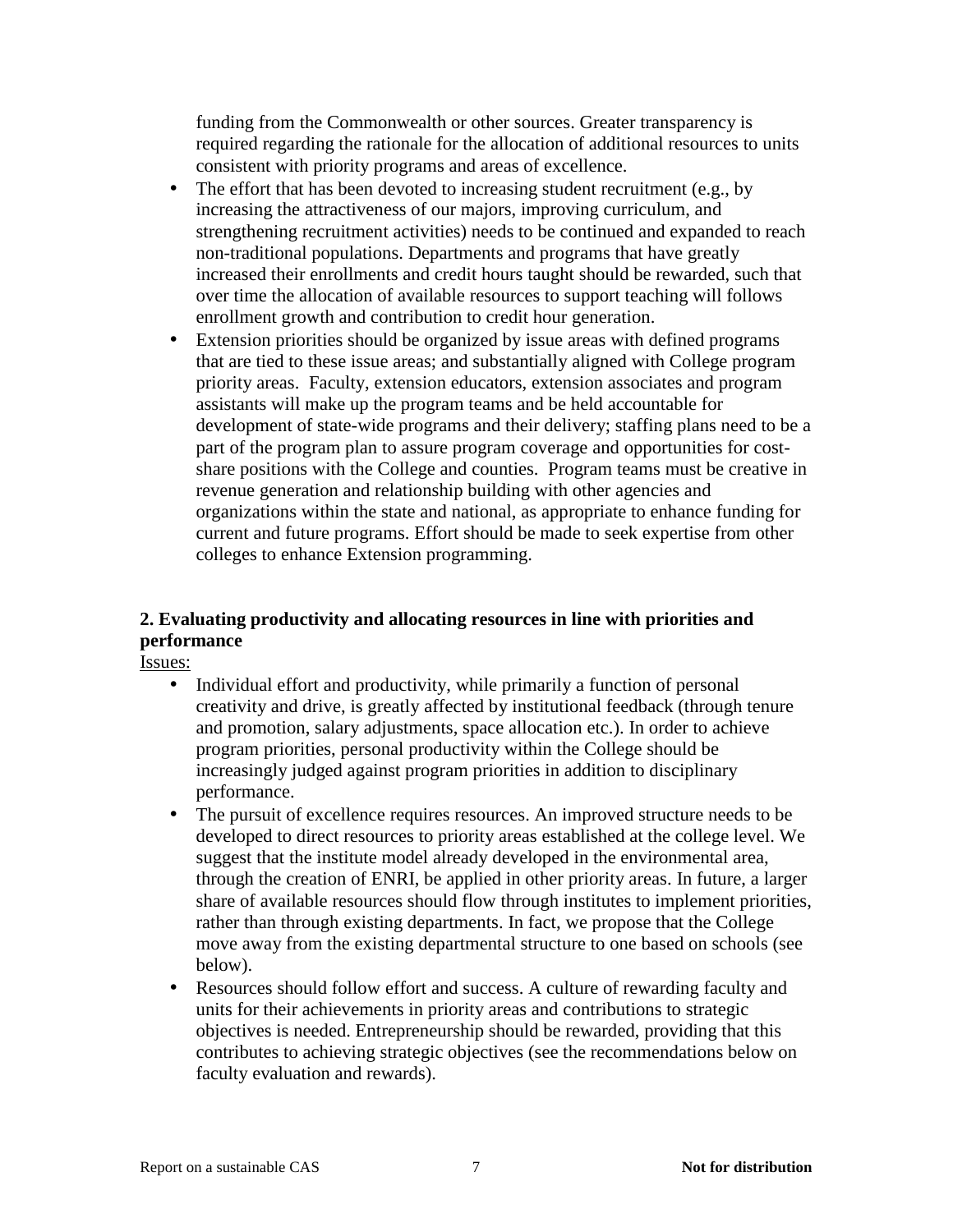funding from the Commonwealth or other sources. Greater transparency is required regarding the rationale for the allocation of additional resources to units consistent with priority programs and areas of excellence.

- The effort that has been devoted to increasing student recruitment (e.g., by increasing the attractiveness of our majors, improving curriculum, and strengthening recruitment activities) needs to be continued and expanded to reach non-traditional populations. Departments and programs that have greatly increased their enrollments and credit hours taught should be rewarded, such that over time the allocation of available resources to support teaching will follows enrollment growth and contribution to credit hour generation.
- Extension priorities should be organized by issue areas with defined programs that are tied to these issue areas; and substantially aligned with College program priority areas. Faculty, extension educators, extension associates and program assistants will make up the program teams and be held accountable for development of state-wide programs and their delivery; staffing plans need to be a part of the program plan to assure program coverage and opportunities for cost-share positions with the College and counties. Program teams must be creative in revenue generation and relationship building with other agencies and organizations within the state and national, as appropriate to enhance funding for current and future programs. Effort should be made to seek expertise from other colleges to enhance Extension programming.

**2. Evaluating productivity and allocating resources in line with priorities and performance**

Issues:

- Individual effort and productivity, while primarily a function of personal creativity and drive, is greatly affected by institutional feedback (through tenure and promotion, salary adjustments, space allocation etc.). In order to achieve program priorities, personal productivity within the College should be increasingly judged against program priorities in addition to disciplinary performance.
- The pursuit of excellence requires resources. An improved structure needs to be developed to direct resources to priority areas established at the college level. We suggest that the institute model already developed in the environmental area, through the creation of ENRI, be applied in other priority areas. In future, a larger share of available resources should flow through institutes to implement priorities, rather than through existing departments. In fact, we propose that the College move away from the existing departmental structure to one based on schools (see below).
- Resources should follow effort and success. A culture of rewarding faculty and units for their achievements in priority areas and contributions to strategic objectives is needed. Entrepreneurship should be rewarded, providing that this contributes to achieving strategic objectives (see the recommendations below on faculty evaluation and rewards).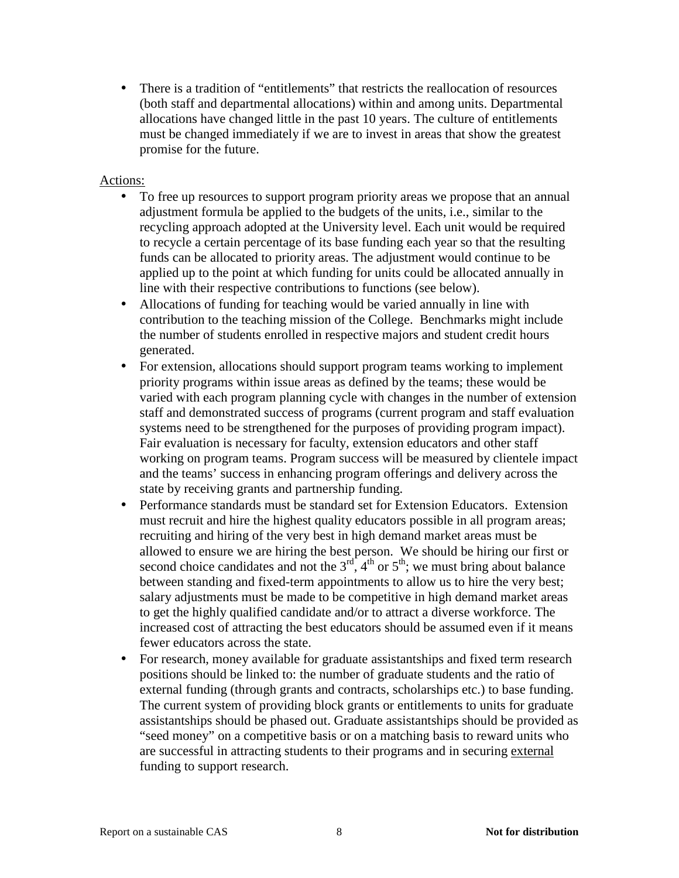- There is a tradition of "entitlements" that restricts the reallocation of resources (both staff and departmental allocations) within and among units. Departmental allocations have changed little in the past 10 years. The culture of entitlements must be changed immediately if we are to invest in areas that show the greatest promise for the future.

<u>Actions:</u>

- To free up resources to support program priority areas we propose that an annual adjustment formula be applied to the budgets of the units, i.e., similar to the recycling approach adopted at the University level. Each unit would be required to recycle a certain percentage of its base funding each year so that the resulting funds can be allocated to priority areas. The adjustment would continue to be applied up to the point at which funding for units could be allocated annually in line with their respective contributions to functions (see below).
- Allocations of funding for teaching would be varied annually in line with contribution to the teaching mission of the College. Benchmarks might include the number of students enrolled in respective majors and student credit hours generated.
- For extension, allocations should support program teams working to implement priority programs within issue areas as defined by the teams; these would be varied with each program planning cycle with changes in the number of extension staff and demonstrated success of programs (current program and staff evaluation systems need to be strengthened for the purposes of providing program impact). Fair evaluation is necessary for faculty, extension educators and other staff working on program teams. Program success will be measured by clientele impact and the teams' success in enhancing program offerings and delivery across the state by receiving grants and partnership funding.
- Performance standards must be standard set for Extension Educators. Extension must recruit and hire the highest quality educators possible in all program areas; recruiting and hiring of the very best in high demand market areas must be allowed to ensure we are hiring the best person. We should be hiring our first or second choice candidates and not the 3rd, 4th or 5th; we must bring about balance between standing and fixed-term appointments to allow us to hire the very best; salary adjustments must be made to be competitive in high demand market areas to get the highly qualified candidate and/or to attract a diverse workforce. The increased cost of attracting the best educators should be assumed even if it means fewer educators across the state.
- For research, money available for graduate assistantships and fixed term research positions should be linked to: the number of graduate students and the ratio of external funding (through grants and contracts, scholarships etc.) to base funding. The current system of providing block grants or entitlements to units for graduate assistantships should be phased out. Graduate assistantships should be provided as "seed money" on a competitive basis or on a matching basis to reward units who are successful in attracting students to their programs and in securing <u>external</u> funding to support research.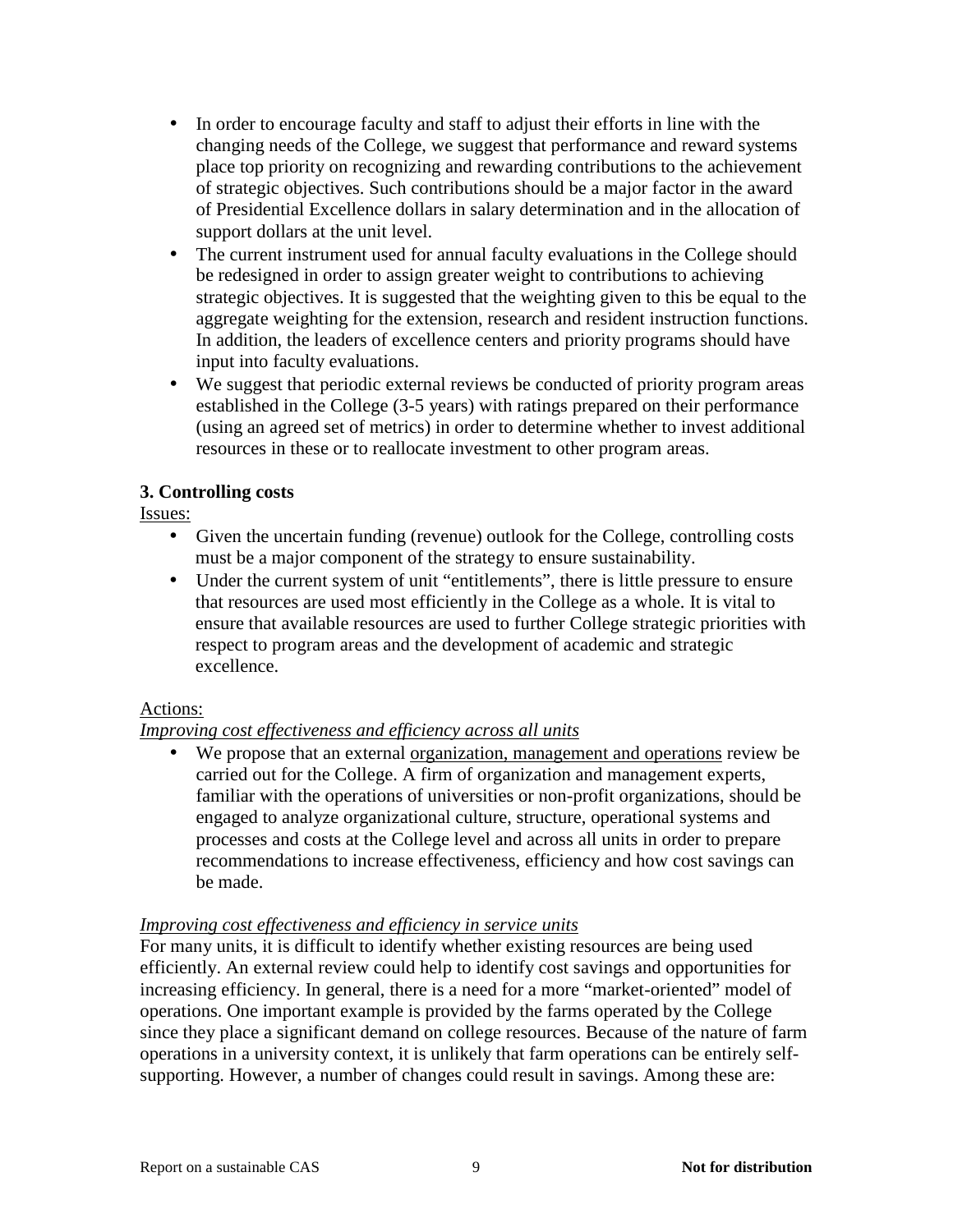- In order to encourage faculty and staff to adjust their efforts in line with the changing needs of the College, we suggest that performance and reward systems place top priority on recognizing and rewarding contributions to the achievement of strategic objectives. Such contributions should be a major factor in the award of Presidential Excellence dollars in salary determination and in the allocation of support dollars at the unit level.
- The current instrument used for annual faculty evaluations in the College should be redesigned in order to assign greater weight to contributions to achieving strategic objectives. It is suggested that the weighting given to this be equal to the aggregate weighting for the extension, research and resident instruction functions. In addition, the leaders of excellence centers and priority programs should have input into faculty evaluations.
- We suggest that periodic external reviews be conducted of priority program areas established in the College (3-5 years) with ratings prepared on their performance (using an agreed set of metrics) in order to determine whether to invest additional resources in these or to reallocate investment to other program areas.

### 3. Controlling costs

<u>Issues:</u>

- Given the uncertain funding (revenue) outlook for the College, controlling costs must be a major component of the strategy to ensure sustainability.
- Under the current system of unit "entitlements", there is little pressure to ensure that resources are used most efficiently in the College as a whole. It is vital to ensure that available resources are used to further College strategic priorities with respect to program areas and the development of academic and strategic excellence.

<u>Actions:</u>

<u>*Improving cost effectiveness and efficiency across all units*</u>

- We propose that an external <u>organization, management and operations</u> review be carried out for the College. A firm of organization and management experts, familiar with the operations of universities or non-profit organizations, should be engaged to analyze organizational culture, structure, operational systems and processes and costs at the College level and across all units in order to prepare recommendations to increase effectiveness, efficiency and how cost savings can be made.

<u>*Improving cost effectiveness and efficiency in service units*</u>

For many units, it is difficult to identify whether existing resources are being used efficiently. An external review could help to identify cost savings and opportunities for increasing efficiency. In general, there is a need for a more "market-oriented" model of operations. One important example is provided by the farms operated by the College since they place a significant demand on college resources. Because of the nature of farm operations in a university context, it is unlikely that farm operations can be entirely self-supporting. However, a number of changes could result in savings. Among these are: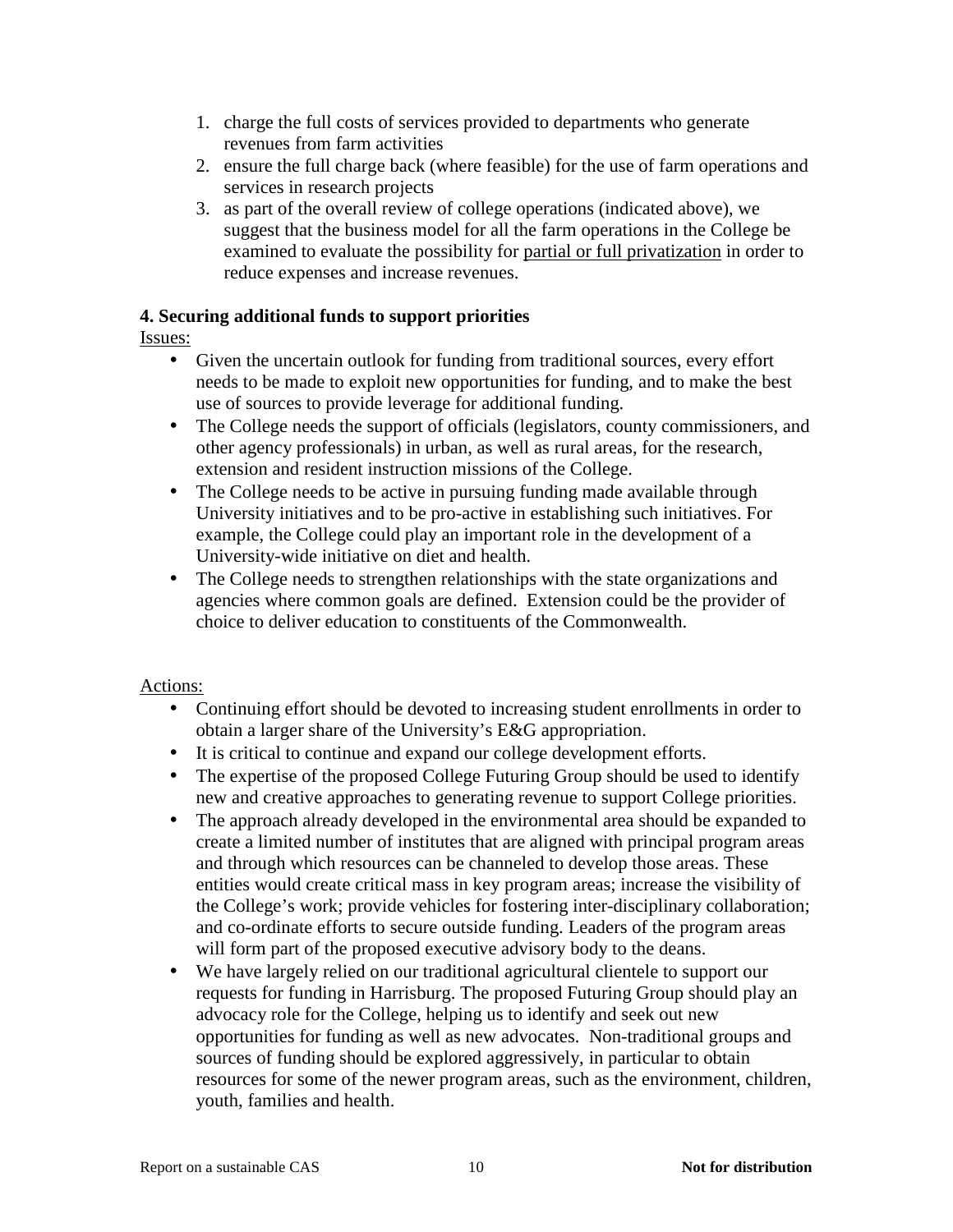1. charge the full costs of services provided to departments who generate revenues from farm activities
2. ensure the full charge back (where feasible) for the use of farm operations and services in research projects
3. as part of the overall review of college operations (indicated above), we suggest that the business model for all the farm operations in the College be examined to evaluate the possibility for <u>partial or full privatization</u> in order to reduce expenses and increase revenues.

**4. Securing additional funds to support priorities**

<u>Issues:</u>

- Given the uncertain outlook for funding from traditional sources, every effort needs to be made to exploit new opportunities for funding, and to make the best use of sources to provide leverage for additional funding.
- The College needs the support of officials (legislators, county commissioners, and other agency professionals) in urban, as well as rural areas, for the research, extension and resident instruction missions of the College.
- The College needs to be active in pursuing funding made available through University initiatives and to be pro-active in establishing such initiatives. For example, the College could play an important role in the development of a University-wide initiative on diet and health.
- The College needs to strengthen relationships with the state organizations and agencies where common goals are defined. Extension could be the provider of choice to deliver education to constituents of the Commonwealth.

<u>Actions:</u>

- Continuing effort should be devoted to increasing student enrollments in order to obtain a larger share of the University's E&G appropriation.
- It is critical to continue and expand our college development efforts.
- The expertise of the proposed College Futuring Group should be used to identify new and creative approaches to generating revenue to support College priorities.
- The approach already developed in the environmental area should be expanded to create a limited number of institutes that are aligned with principal program areas and through which resources can be channeled to develop those areas. These entities would create critical mass in key program areas; increase the visibility of the College's work; provide vehicles for fostering inter-disciplinary collaboration; and co-ordinate efforts to secure outside funding. Leaders of the program areas will form part of the proposed executive advisory body to the deans.
- We have largely relied on our traditional agricultural clientele to support our requests for funding in Harrisburg. The proposed Futuring Group should play an advocacy role for the College, helping us to identify and seek out new opportunities for funding as well as new advocates. Non-traditional groups and sources of funding should be explored aggressively, in particular to obtain resources for some of the newer program areas, such as the environment, children, youth, families and health.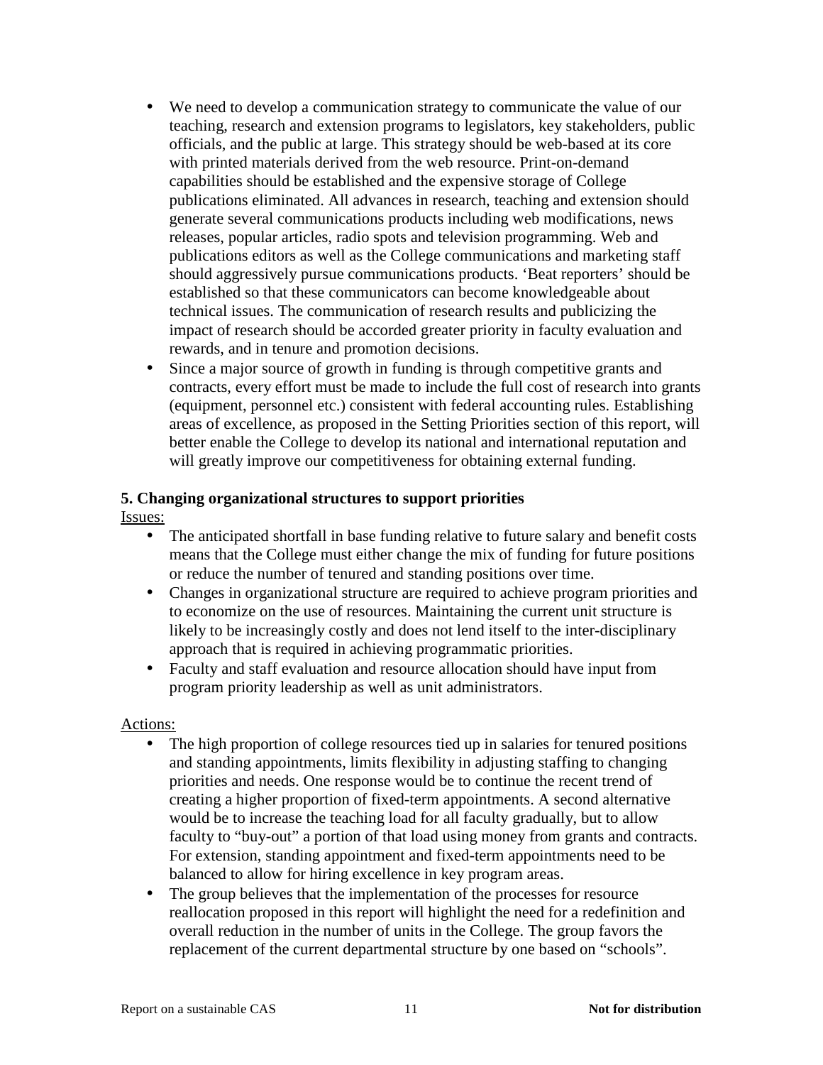- We need to develop a communication strategy to communicate the value of our teaching, research and extension programs to legislators, key stakeholders, public officials, and the public at large. This strategy should be web-based at its core with printed materials derived from the web resource. Print-on-demand capabilities should be established and the expensive storage of College publications eliminated. All advances in research, teaching and extension should generate several communications products including web modifications, news releases, popular articles, radio spots and television programming. Web and publications editors as well as the College communications and marketing staff should aggressively pursue communications products. 'Beat reporters' should be established so that these communicators can become knowledgeable about technical issues. The communication of research results and publicizing the impact of research should be accorded greater priority in faculty evaluation and rewards, and in tenure and promotion decisions.
- Since a major source of growth in funding is through competitive grants and contracts, every effort must be made to include the full cost of research into grants (equipment, personnel etc.) consistent with federal accounting rules. Establishing areas of excellence, as proposed in the Setting Priorities section of this report, will better enable the College to develop its national and international reputation and will greatly improve our competitiveness for obtaining external funding.

**5. Changing organizational structures to support priorities**

Issues:

- The anticipated shortfall in base funding relative to future salary and benefit costs means that the College must either change the mix of funding for future positions or reduce the number of tenured and standing positions over time.
- Changes in organizational structure are required to achieve program priorities and to economize on the use of resources. Maintaining the current unit structure is likely to be increasingly costly and does not lend itself to the inter-disciplinary approach that is required in achieving programmatic priorities.
- Faculty and staff evaluation and resource allocation should have input from program priority leadership as well as unit administrators.

Actions:

- The high proportion of college resources tied up in salaries for tenured positions and standing appointments, limits flexibility in adjusting staffing to changing priorities and needs. One response would be to continue the recent trend of creating a higher proportion of fixed-term appointments. A second alternative would be to increase the teaching load for all faculty gradually, but to allow faculty to "buy-out" a portion of that load using money from grants and contracts. For extension, standing appointment and fixed-term appointments need to be balanced to allow for hiring excellence in key program areas.
- The group believes that the implementation of the processes for resource reallocation proposed in this report will highlight the need for a redefinition and overall reduction in the number of units in the College. The group favors the replacement of the current departmental structure by one based on "schools".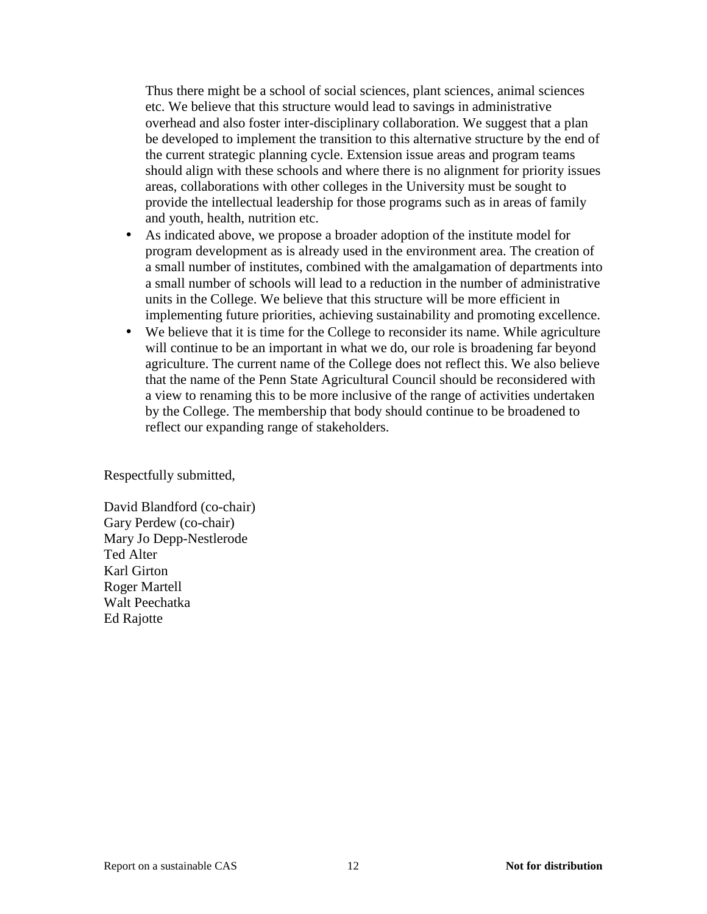Thus there might be a school of social sciences, plant sciences, animal sciences etc. We believe that this structure would lead to savings in administrative overhead and also foster inter-disciplinary collaboration. We suggest that a plan be developed to implement the transition to this alternative structure by the end of the current strategic planning cycle. Extension issue areas and program teams should align with these schools and where there is no alignment for priority issues areas, collaborations with other colleges in the University must be sought to provide the intellectual leadership for those programs such as in areas of family and youth, health, nutrition etc.

- As indicated above, we propose a broader adoption of the institute model for program development as is already used in the environment area. The creation of a small number of institutes, combined with the amalgamation of departments into a small number of schools will lead to a reduction in the number of administrative units in the College. We believe that this structure will be more efficient in implementing future priorities, achieving sustainability and promoting excellence.
- We believe that it is time for the College to reconsider its name. While agriculture will continue to be an important in what we do, our role is broadening far beyond agriculture. The current name of the College does not reflect this. We also believe that the name of the Penn State Agricultural Council should be reconsidered with a view to renaming this to be more inclusive of the range of activities undertaken by the College. The membership that body should continue to be broadened to reflect our expanding range of stakeholders.

Respectfully submitted,

David Blandford (co-chair)
Gary Perdew (co-chair)
Mary Jo Depp-Nestlerode
Ted Alter
Karl Girton
Roger Martell
Walt Peechatka
Ed Rajotte